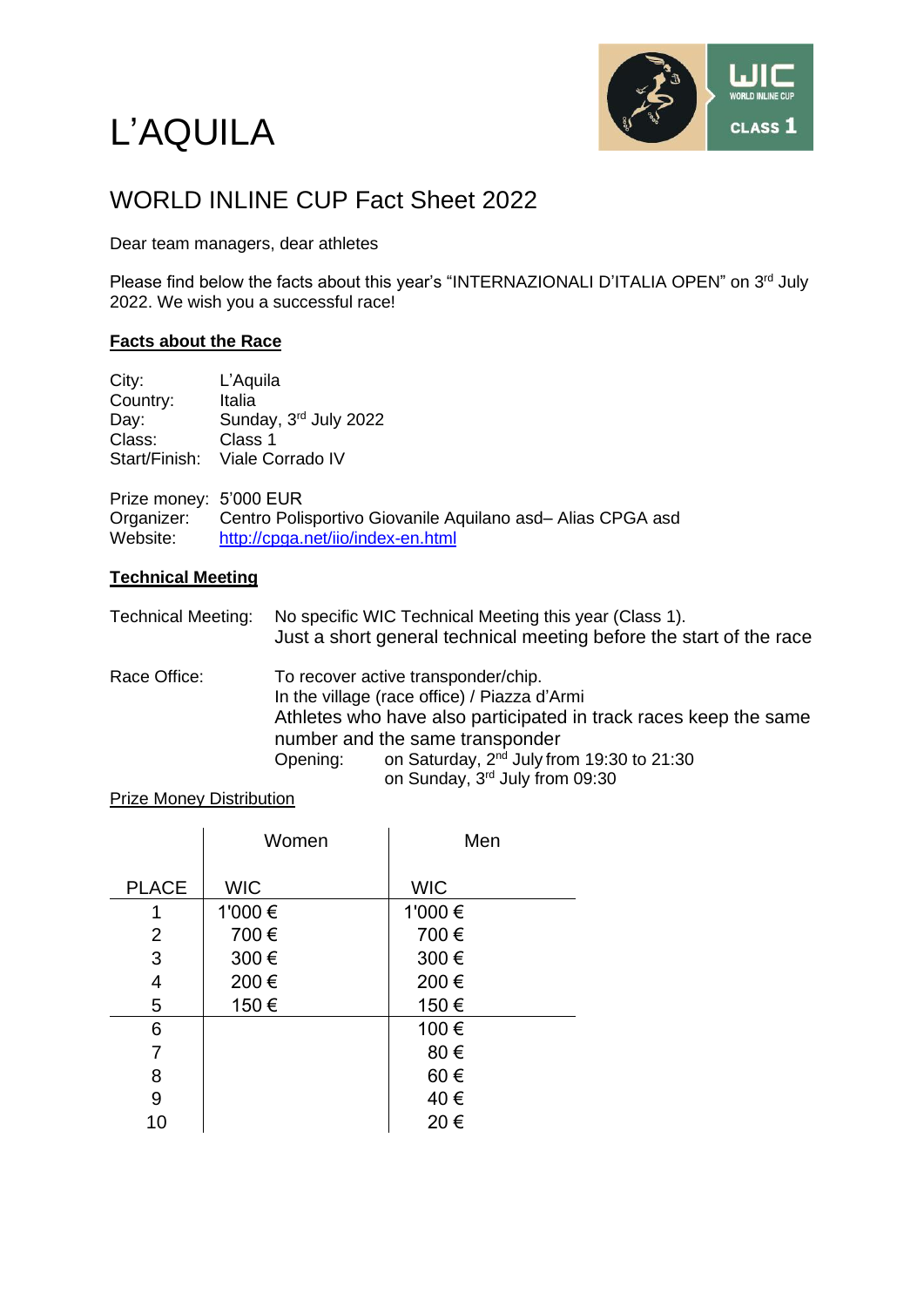# L'AQUILA

## WORLD INLINE CUP Fact Sheet 2022

Dear team managers, dear athletes

Please find below the facts about this year's "INTERNAZIONALI D'ITALIA OPEN" on 3rd July 2022. We wish you a successful race!

### Facts about the Race

City: L'Aquila
Country: Italia
Day: Sunday, 3rd July 2022
Class: Class 1
Start/Finish: Viale Corrado IV

Prize money: 5'000 EUR
Organizer: Centro Polisportivo Giovanile Aquilano asd– Alias CPGA asd
Website: http://cpga.net/iio/index-en.html

### Technical Meeting

Technical Meeting: No specific WIC Technical Meeting this year (Class 1).
Just a short general technical meeting before the start of the race

Race Office: To recover active transponder/chip.
In the village (race office) / Piazza d'Armi
Athletes who have also participated in track races keep the same number and the same transponder
Opening: on Saturday, 2nd July from 19:30 to 21:30
on Sunday, 3rd July from 09:30

Prize Money Distribution

| | Women | Men |
|---|---|---|
| PLACE | WIC | WIC |
| 1 | 1'000 € | 1'000 € |
| 2 | 700 € | 700 € |
| 3 | 300 € | 300 € |
| 4 | 200 € | 200 € |
| 5 | 150 € | 150 € |
| 6 | | 100 € |
| 7 | | 80 € |
| 8 | | 60 € |
| 9 | | 40 € |
| 10 | | 20 € |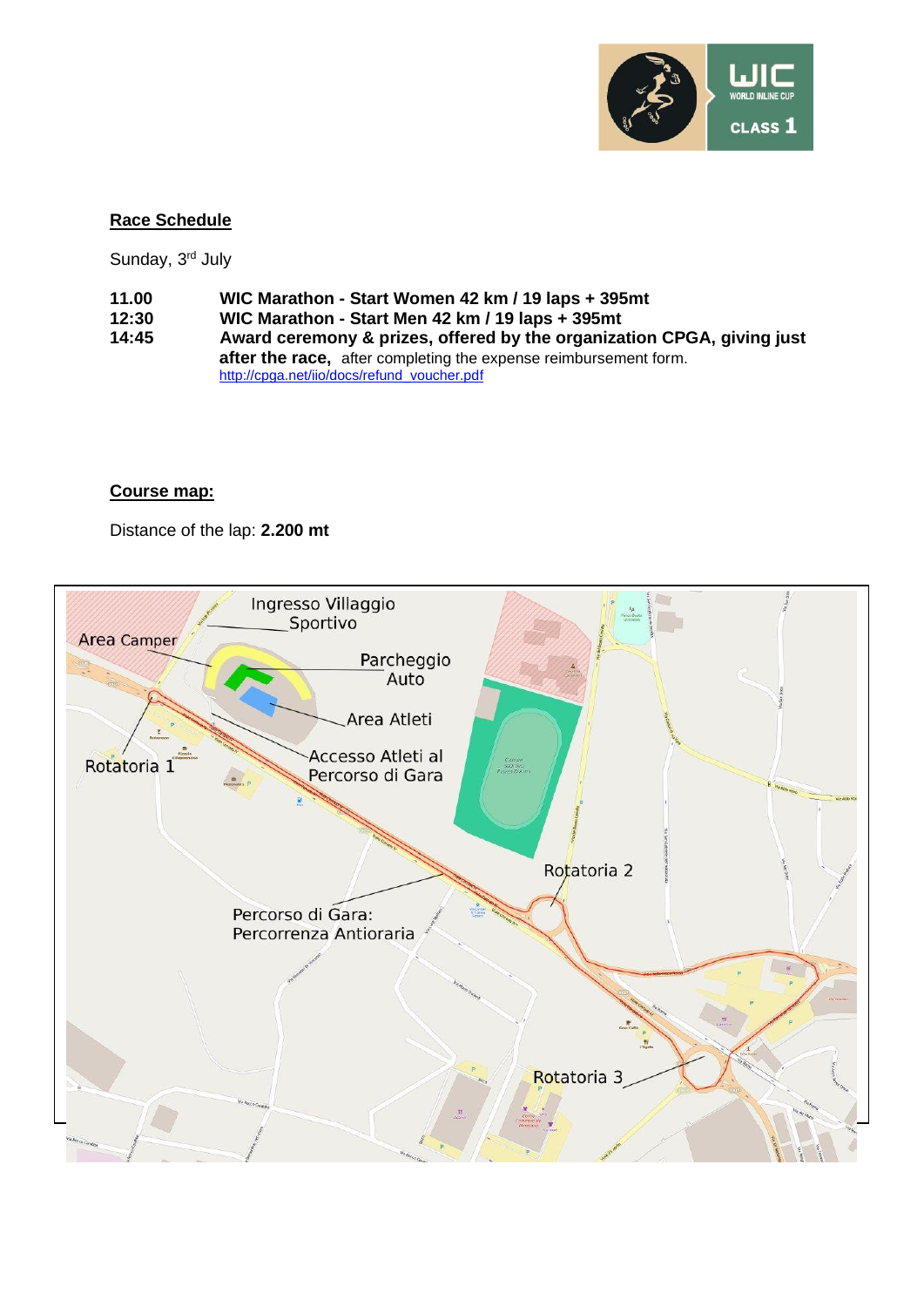**Race Schedule**

Sunday, 3rd July

**11.00** **WIC Marathon - Start Women 42 km / 19 laps + 395mt**

**12:30** **WIC Marathon - Start Men 42 km / 19 laps + 395mt**

**14:45** **Award ceremony & prizes, offered by the organization CPGA, giving just after the race,** after completing the expense reimbursement form. http://cpga.net/iio/docs/refund_voucher.pdf

**Course map:**

Distance of the lap: **2.200 mt**

Ingresso Villaggio Sportivo

Area Camper

Parcheggio Auto

Area Atleti

Rotatoria 1

Accesso Atleti al Percorso di Gara

Rotatoria 2

Percorso di Gara: Percorrenza Antioraria

Rotatoria 3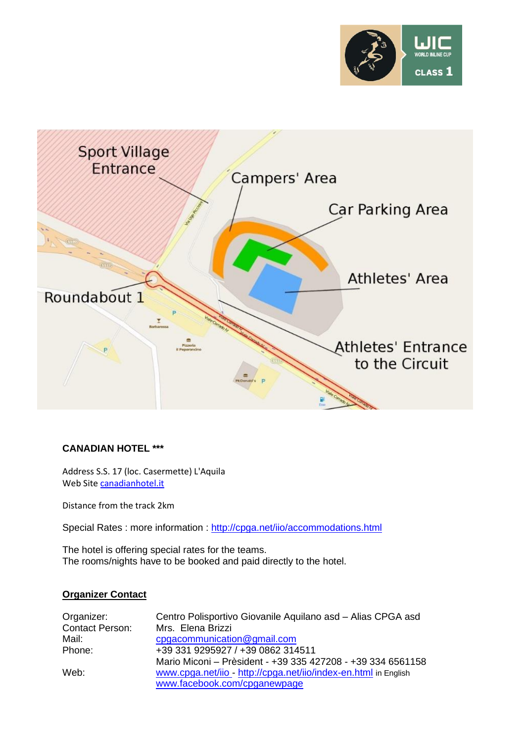**CANADIAN HOTEL** ***

Address S.S. 17 (loc. Casermette) L'Aquila
Web Site canadianhotel.it

Distance from the track 2km

Special Rates : more information : http://cpga.net/iio/accommodations.html

The hotel is offering special rates for the teams.
The rooms/nights have to be booked and paid directly to the hotel.

## Organizer Contact

| | |
|---|---|
| Organizer: | Centro Polisportivo Giovanile Aquilano asd – Alias CPGA asd |
| Contact Person: | Mrs. Elena Brizzi |
| Mail: | cpgacommunication@gmail.com |
| Phone: | +39 331 9295927 / +39 0862 314511 |
| | Mario Miconi – Prèsident - +39 335 427208 - +39 334 6561158 |
| Web: | www.cpga.net/iio - http://cpga.net/iio/index-en.html in English |
| | www.facebook.com/cpganewpage |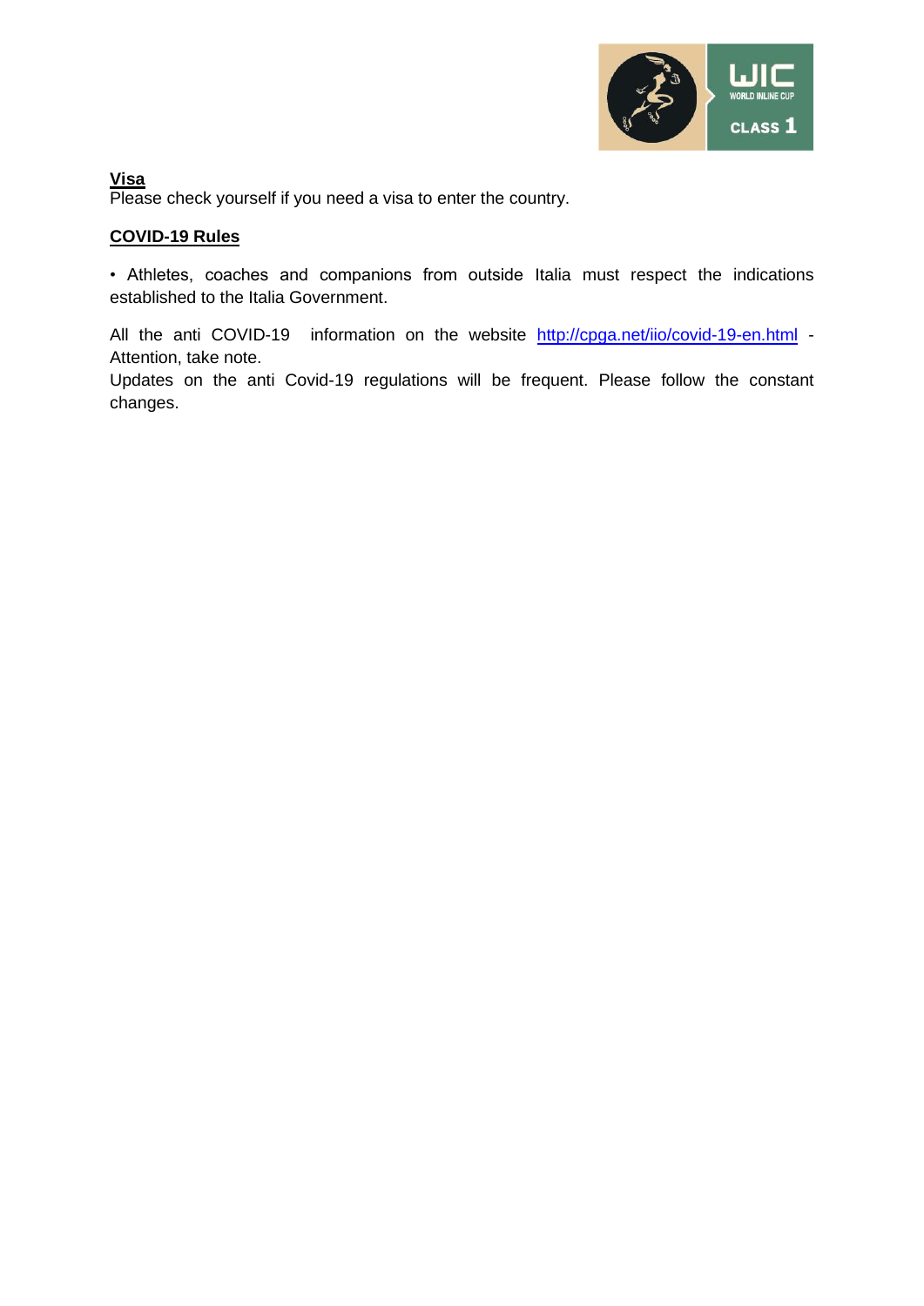## Visa

Please check yourself if you need a visa to enter the country.

## COVID-19 Rules

• Athletes, coaches and companions from outside Italia must respect the indications established to the Italia Government.

All the anti COVID-19 information on the website http://cpga.net/iio/covid-19-en.html - Attention, take note.

Updates on the anti Covid-19 regulations will be frequent. Please follow the constant changes.